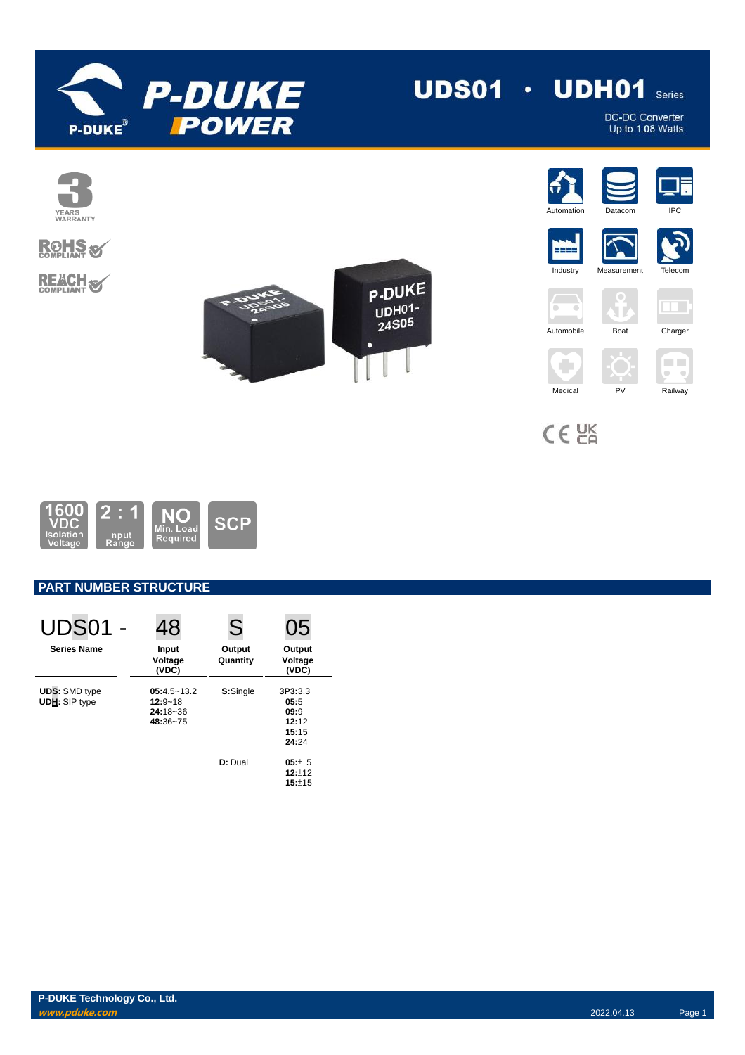# UDS01 · UDH01 Series

DC-DC Converter
Up to 1.08 Watts

3 YEARS WARRANTY

RoHS COMPLIANT

REACH COMPLIANT

Automation, Datacom, IPC, Industry, Measurement, Telecom, Automobile, Boat, Charger, Medical, PV, Railway

1600 VDC Isolation Voltage | 2 : 1 Input Range | NO Min. Load Required | SCP

## PART NUMBER STRUCTURE

| UDS01 - | 48 | S | 05 |
|---|---|---|---|
| **Series Name** | **Input Voltage (VDC)** | **Output Quantity** | **Output Voltage (VDC)** |
| **UDS**: SMD type<br>**UDH**: SIP type | **05**:4.5~13.2<br>**12**:9~18<br>**24**:18~36<br>**48**:36~75 | **S**:Single | **3P3**:3.3<br>**05**:5<br>**09**:9<br>**12**:12<br>**15**:15<br>**24**:24 |
| | | **D**: Dual | **05**:± 5<br>**12**:±12<br>**15**:±15 |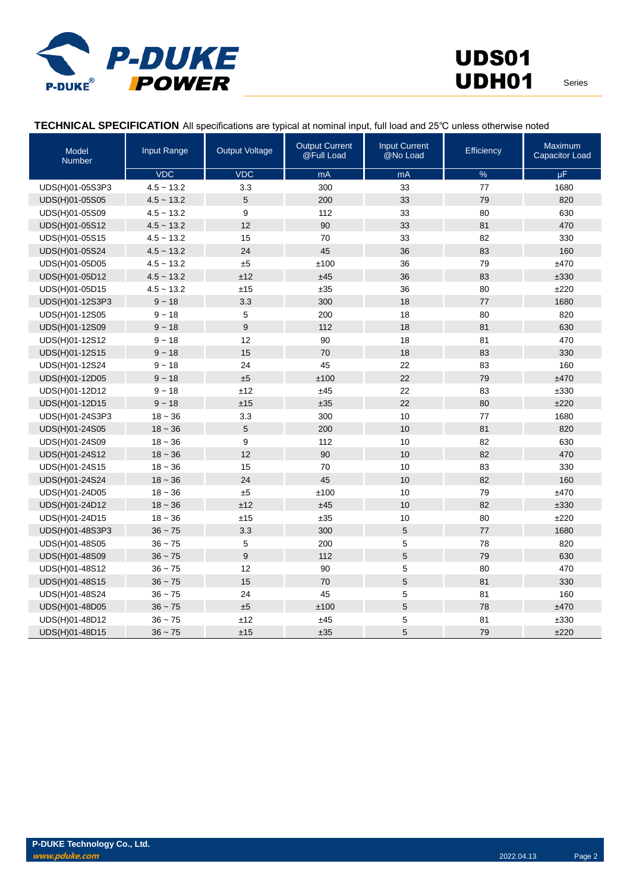**TECHNICAL SPECIFICATION** All specifications are typical at nominal input, full load and 25℃ unless otherwise noted

| Model Number | Input Range | Output Voltage | Output Current @Full Load | Input Current @No Load | Efficiency | Maximum Capacitor Load |
|---|---|---|---|---|---|---|
| | VDC | VDC | mA | mA | % | µF |
| UDS(H)01-05S3P3 | 4.5 ~ 13.2 | 3.3 | 300 | 33 | 77 | 1680 |
| UDS(H)01-05S05 | 4.5 ~ 13.2 | 5 | 200 | 33 | 79 | 820 |
| UDS(H)01-05S09 | 4.5 ~ 13.2 | 9 | 112 | 33 | 80 | 630 |
| UDS(H)01-05S12 | 4.5 ~ 13.2 | 12 | 90 | 33 | 81 | 470 |
| UDS(H)01-05S15 | 4.5 ~ 13.2 | 15 | 70 | 33 | 82 | 330 |
| UDS(H)01-05S24 | 4.5 ~ 13.2 | 24 | 45 | 36 | 83 | 160 |
| UDS(H)01-05D05 | 4.5 ~ 13.2 | ±5 | ±100 | 36 | 79 | ±470 |
| UDS(H)01-05D12 | 4.5 ~ 13.2 | ±12 | ±45 | 36 | 83 | ±330 |
| UDS(H)01-05D15 | 4.5 ~ 13.2 | ±15 | ±35 | 36 | 80 | ±220 |
| UDS(H)01-12S3P3 | 9 ~ 18 | 3.3 | 300 | 18 | 77 | 1680 |
| UDS(H)01-12S05 | 9 ~ 18 | 5 | 200 | 18 | 80 | 820 |
| UDS(H)01-12S09 | 9 ~ 18 | 9 | 112 | 18 | 81 | 630 |
| UDS(H)01-12S12 | 9 ~ 18 | 12 | 90 | 18 | 81 | 470 |
| UDS(H)01-12S15 | 9 ~ 18 | 15 | 70 | 18 | 83 | 330 |
| UDS(H)01-12S24 | 9 ~ 18 | 24 | 45 | 22 | 83 | 160 |
| UDS(H)01-12D05 | 9 ~ 18 | ±5 | ±100 | 22 | 79 | ±470 |
| UDS(H)01-12D12 | 9 ~ 18 | ±12 | ±45 | 22 | 83 | ±330 |
| UDS(H)01-12D15 | 9 ~ 18 | ±15 | ±35 | 22 | 80 | ±220 |
| UDS(H)01-24S3P3 | 18 ~ 36 | 3.3 | 300 | 10 | 77 | 1680 |
| UDS(H)01-24S05 | 18 ~ 36 | 5 | 200 | 10 | 81 | 820 |
| UDS(H)01-24S09 | 18 ~ 36 | 9 | 112 | 10 | 82 | 630 |
| UDS(H)01-24S12 | 18 ~ 36 | 12 | 90 | 10 | 82 | 470 |
| UDS(H)01-24S15 | 18 ~ 36 | 15 | 70 | 10 | 83 | 330 |
| UDS(H)01-24S24 | 18 ~ 36 | 24 | 45 | 10 | 82 | 160 |
| UDS(H)01-24D05 | 18 ~ 36 | ±5 | ±100 | 10 | 79 | ±470 |
| UDS(H)01-24D12 | 18 ~ 36 | ±12 | ±45 | 10 | 82 | ±330 |
| UDS(H)01-24D15 | 18 ~ 36 | ±15 | ±35 | 10 | 80 | ±220 |
| UDS(H)01-48S3P3 | 36 ~ 75 | 3.3 | 300 | 5 | 77 | 1680 |
| UDS(H)01-48S05 | 36 ~ 75 | 5 | 200 | 5 | 78 | 820 |
| UDS(H)01-48S09 | 36 ~ 75 | 9 | 112 | 5 | 79 | 630 |
| UDS(H)01-48S12 | 36 ~ 75 | 12 | 90 | 5 | 80 | 470 |
| UDS(H)01-48S15 | 36 ~ 75 | 15 | 70 | 5 | 81 | 330 |
| UDS(H)01-48S24 | 36 ~ 75 | 24 | 45 | 5 | 81 | 160 |
| UDS(H)01-48D05 | 36 ~ 75 | ±5 | ±100 | 5 | 78 | ±470 |
| UDS(H)01-48D12 | 36 ~ 75 | ±12 | ±45 | 5 | 81 | ±330 |
| UDS(H)01-48D15 | 36 ~ 75 | ±15 | ±35 | 5 | 79 | ±220 |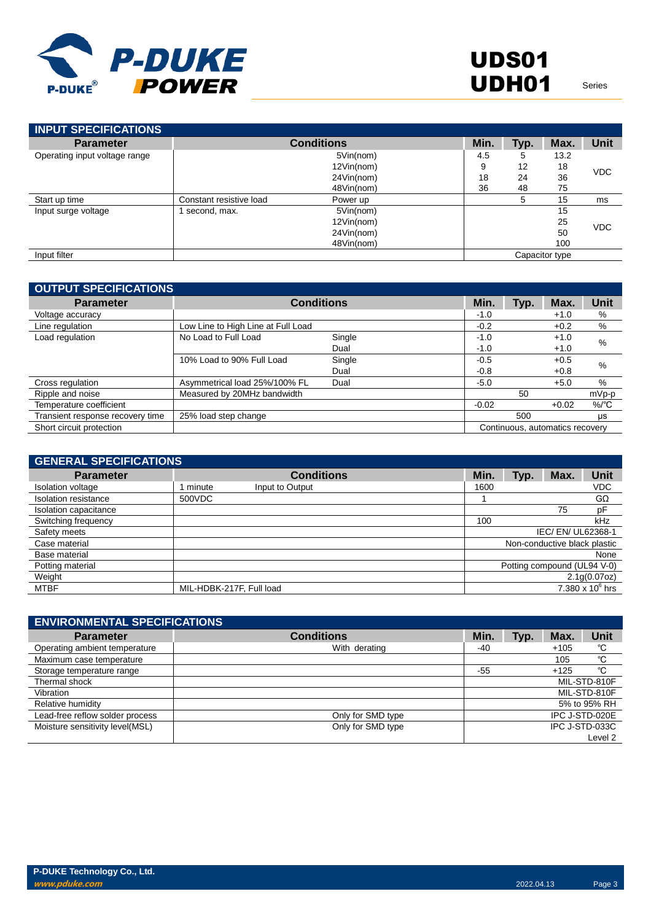## INPUT SPECIFICATIONS

| Parameter | Conditions | | Min. | Typ. | Max. | Unit |
|---|---|---|---|---|---|---|
| Operating input voltage range | | 5Vin(nom) | 4.5 | 5 | 13.2 | VDC |
| | | 12Vin(nom) | 9 | 12 | 18 | |
| | | 24Vin(nom) | 18 | 24 | 36 | |
| | | 48Vin(nom) | 36 | 48 | 75 | |
| Start up time | Constant resistive load | Power up | | 5 | 15 | ms |
| Input surge voltage | 1 second, max. | 5Vin(nom) | | | 15 | VDC |
| | | 12Vin(nom) | | | 25 | |
| | | 24Vin(nom) | | | 50 | |
| | | 48Vin(nom) | | | 100 | |
| Input filter | | | Capacitor type | | | |

## OUTPUT SPECIFICATIONS

| Parameter | Conditions | | Min. | Typ. | Max. | Unit |
|---|---|---|---|---|---|---|
| Voltage accuracy | | | -1.0 | | +1.0 | % |
| Line regulation | Low Line to High Line at Full Load | | -0.2 | | +0.2 | % |
| Load regulation | No Load to Full Load | Single | -1.0 | | +1.0 | % |
| | | Dual | -1.0 | | +1.0 | |
| | 10% Load to 90% Full Load | Single | -0.5 | | +0.5 | % |
| | | Dual | -0.8 | | +0.8 | |
| Cross regulation | Asymmetrical load 25%/100% FL | Dual | -5.0 | | +5.0 | % |
| Ripple and noise | Measured by 20MHz bandwidth | | | 50 | | mVp-p |
| Temperature coefficient | | | -0.02 | | +0.02 | %/℃ |
| Transient response recovery time | 25% load step change | | | 500 | | μs |
| Short circuit protection | | | Continuous, automatics recovery | | | |

## GENERAL SPECIFICATIONS

| Parameter | Conditions | | Min. | Typ. | Max. | Unit |
|---|---|---|---|---|---|---|
| Isolation voltage | 1 minute | Input to Output | 1600 | | | VDC |
| Isolation resistance | 500VDC | | 1 | | | GΩ |
| Isolation capacitance | | | | | 75 | pF |
| Switching frequency | | | 100 | | | kHz |
| Safety meets | | | IEC/ EN/ UL62368-1 | | | |
| Case material | | | Non-conductive black plastic | | | |
| Base material | | | None | | | |
| Potting material | | | Potting compound (UL94 V-0) | | | |
| Weight | | | 2.1g(0.07oz) | | | |
| MTBF | MIL-HDBK-217F, Full load | | $7.380 \times 10^{6}$ hrs | | | |

## ENVIRONMENTAL SPECIFICATIONS

| Parameter | Conditions | Min. | Typ. | Max. | Unit |
|---|---|---|---|---|---|
| Operating ambient temperature | With derating | -40 | | +105 | ℃ |
| Maximum case temperature | | | | 105 | ℃ |
| Storage temperature range | | -55 | | +125 | ℃ |
| Thermal shock | | MIL-STD-810F | | | |
| Vibration | | MIL-STD-810F | | | |
| Relative humidity | | 5% to 95% RH | | | |
| Lead-free reflow solder process | Only for SMD type | IPC J-STD-020E | | | |
| Moisture sensitivity level(MSL) | Only for SMD type | IPC J-STD-033C Level 2 | | | |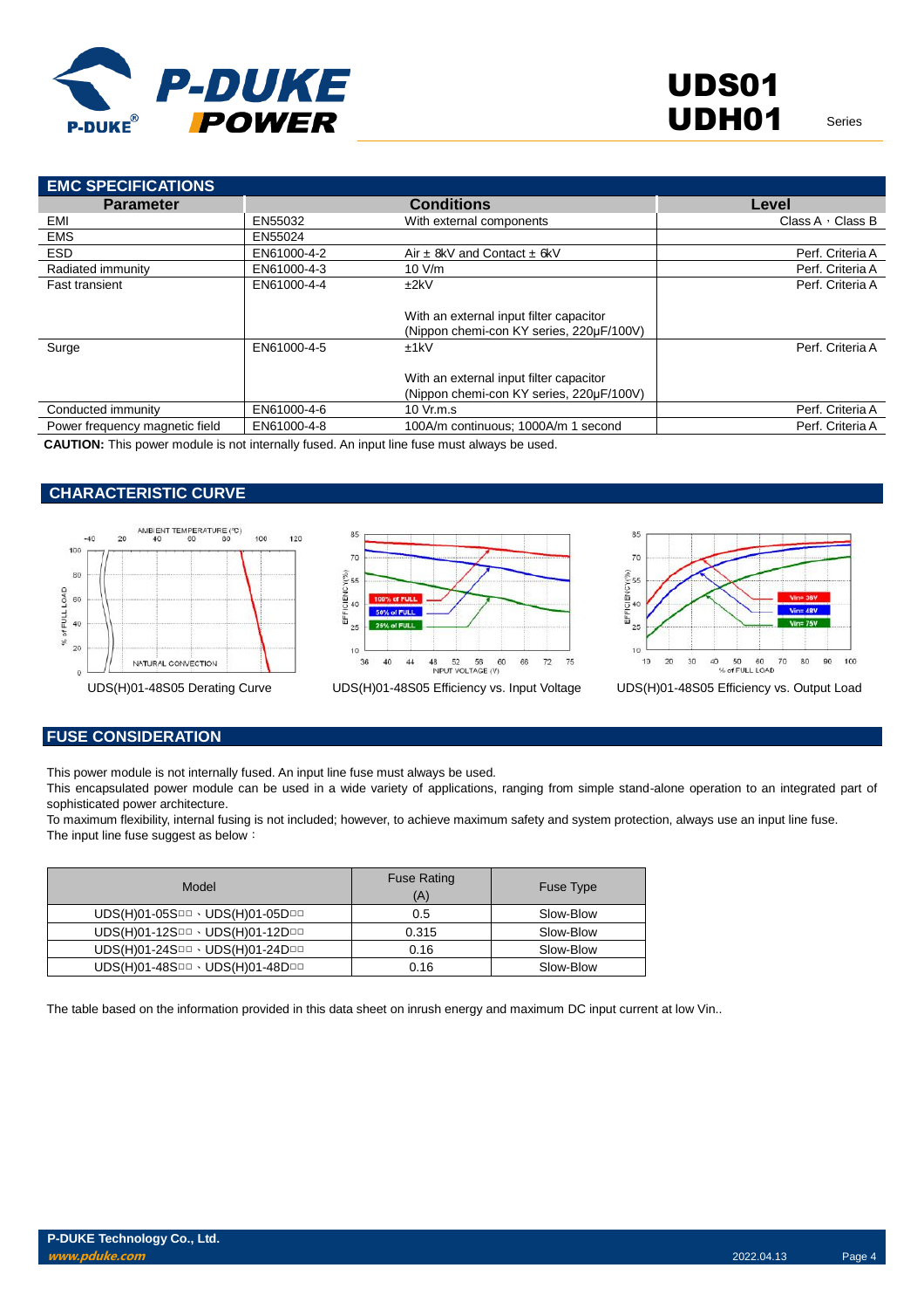## EMC SPECIFICATIONS

| Parameter | | Conditions | Level |
|---|---|---|---|
| EMI | EN55032 | With external components | Class A、Class B |
| EMS | EN55024 | | |
| ESD | EN61000-4-2 | Air ± 8kV and Contact ± 6kV | Perf. Criteria A |
| Radiated immunity | EN61000-4-3 | 10 V/m | Perf. Criteria A |
| Fast transient | EN61000-4-4 | ±2kV<br><br>With an external input filter capacitor (Nippon chemi-con KY series, 220μF/100V) | Perf. Criteria A |
| Surge | EN61000-4-5 | ±1kV<br><br>With an external input filter capacitor (Nippon chemi-con KY series, 220μF/100V) | Perf. Criteria A |
| Conducted immunity | EN61000-4-6 | 10 Vr.m.s | Perf. Criteria A |
| Power frequency magnetic field | EN61000-4-8 | 100A/m continuous; 1000A/m 1 second | Perf. Criteria A |

**CAUTION:** This power module is not internally fused. An input line fuse must always be used.

## CHARACTERISTIC CURVE

UDS(H)01-48S05 Derating Curve

UDS(H)01-48S05 Efficiency vs. Input Voltage

UDS(H)01-48S05 Efficiency vs. Output Load

## FUSE CONSIDERATION

This power module is not internally fused. An input line fuse must always be used.

This encapsulated power module can be used in a wide variety of applications, ranging from simple stand-alone operation to an integrated part of sophisticated power architecture.

To maximum flexibility, internal fusing is not included; however, to achieve maximum safety and system protection, always use an input line fuse.

The input line fuse suggest as below：

| Model | Fuse Rating (A) | Fuse Type |
|---|---|---|
| UDS(H)01-05S□□、UDS(H)01-05D□□ | 0.5 | Slow-Blow |
| UDS(H)01-12S□□、UDS(H)01-12D□□ | 0.315 | Slow-Blow |
| UDS(H)01-24S□□、UDS(H)01-24D□□ | 0.16 | Slow-Blow |
| UDS(H)01-48S□□、UDS(H)01-48D□□ | 0.16 | Slow-Blow |

The table based on the information provided in this data sheet on inrush energy and maximum DC input current at low Vin..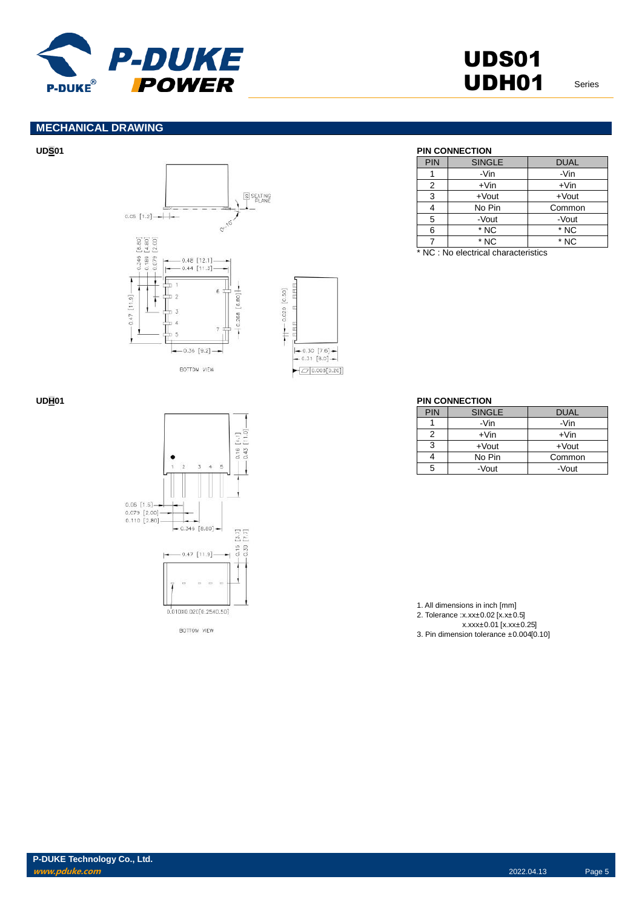## MECHANICAL DRAWING

**UDS01**

**PIN CONNECTION**

| PIN | SINGLE | DUAL |
|---|---|---|
| 1 | -Vin | -Vin |
| 2 | +Vin | +Vin |
| 3 | +Vout | +Vout |
| 4 | No Pin | Common |
| 5 | -Vout | -Vout |
| 6 | * NC | * NC |
| 7 | * NC | * NC |

* NC : No electrical characteristics

**UDH01**

**PIN CONNECTION**

| PIN | SINGLE | DUAL |
|---|---|---|
| 1 | -Vin | -Vin |
| 2 | +Vin | +Vin |
| 3 | +Vout | +Vout |
| 4 | No Pin | Common |
| 5 | -Vout | -Vout |

1. All dimensions in inch [mm]
2. Tolerance :x.xx±0.02 [x.x±0.5]
   x.xxx±0.01 [x.xx±0.25]
3. Pin dimension tolerance ±0.004[0.10]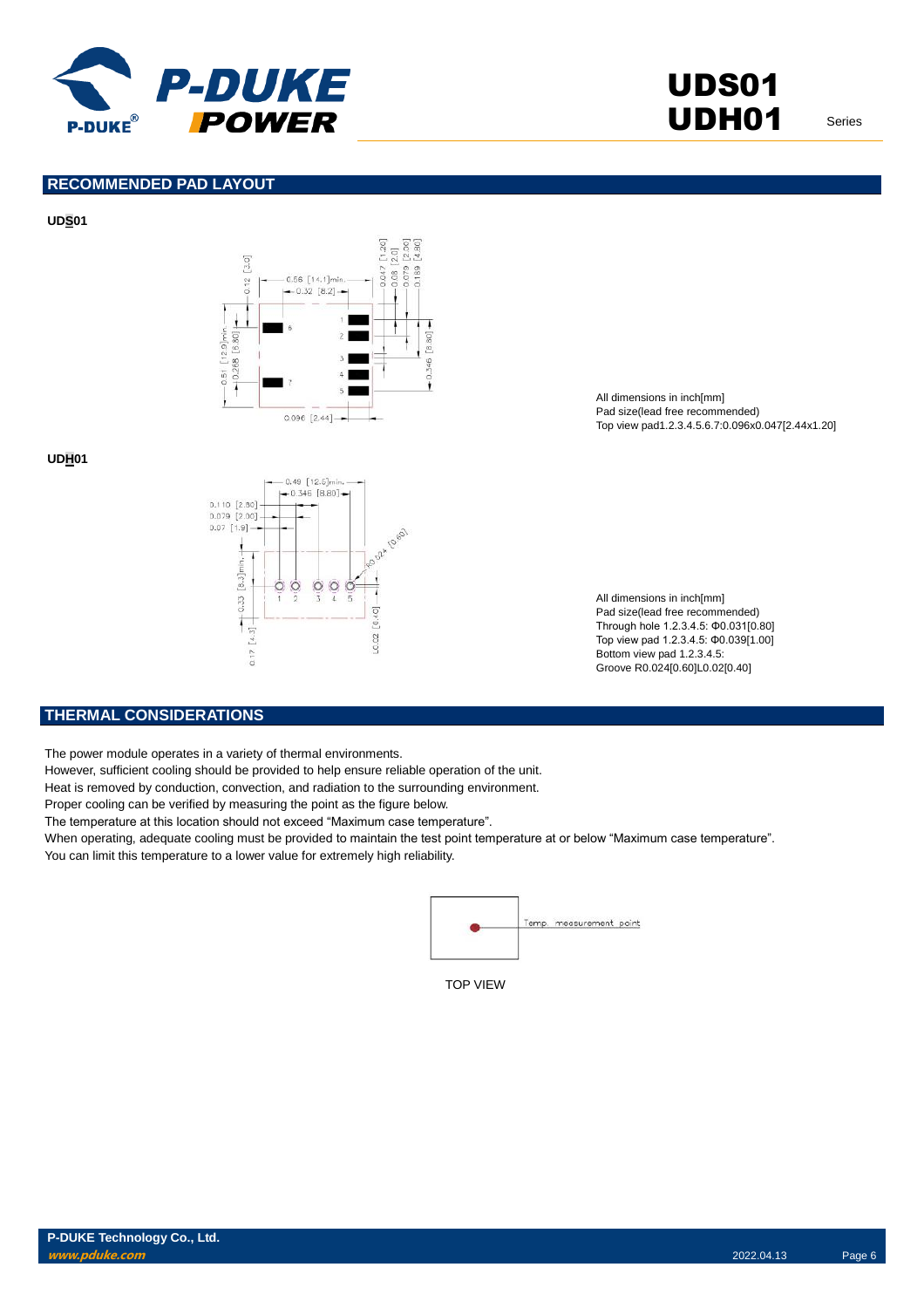## RECOMMENDED PAD LAYOUT

**UDS01**

All dimensions in inch[mm]
Pad size(lead free recommended)
Top view pad1.2.3.4.5.6.7:0.096x0.047[2.44x1.20]

**UDH01**

All dimensions in inch[mm]
Pad size(lead free recommended)
Through hole 1.2.3.4.5: Φ0.031[0.80]
Top view pad 1.2.3.4.5: Φ0.039[1.00]
Bottom view pad 1.2.3.4.5:
Groove R0.024[0.60]L0.02[0.40]

## THERMAL CONSIDERATIONS

The power module operates in a variety of thermal environments.
However, sufficient cooling should be provided to help ensure reliable operation of the unit.
Heat is removed by conduction, convection, and radiation to the surrounding environment.
Proper cooling can be verified by measuring the point as the figure below.
The temperature at this location should not exceed “Maximum case temperature”.
When operating, adequate cooling must be provided to maintain the test point temperature at or below “Maximum case temperature”.
You can limit this temperature to a lower value for extremely high reliability.

Temp. measurement point

TOP VIEW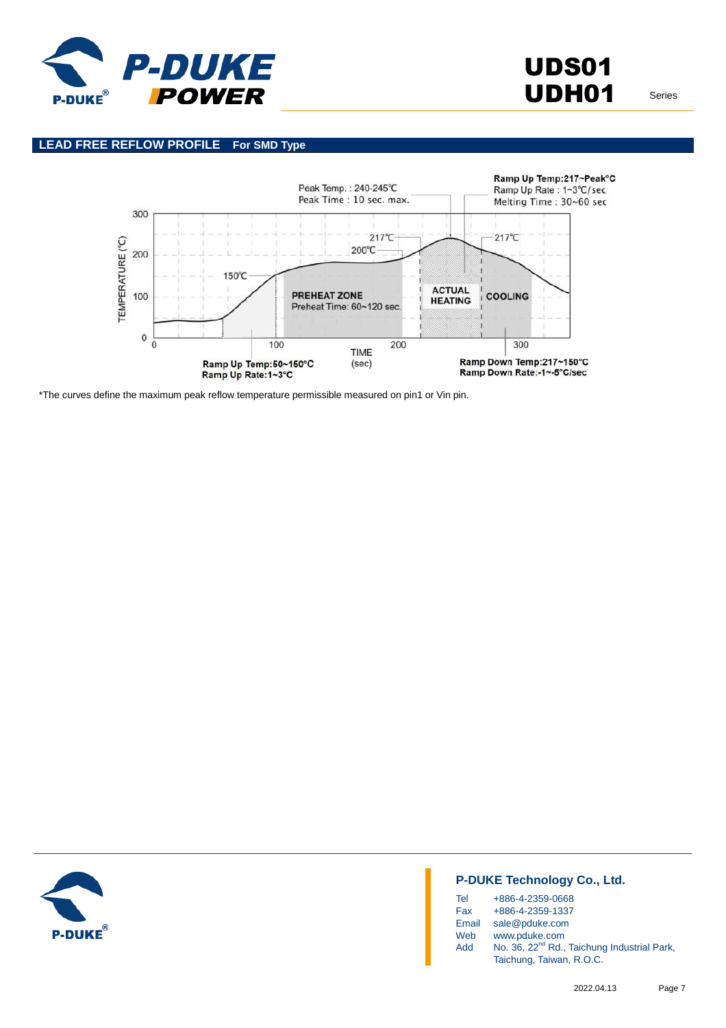## LEAD FREE REFLOW PROFILE For SMD Type

Peak Temp. : 240-245℃
Peak Time : 10 sec. max.

Ramp Up Temp:217~Peak℃
Ramp Up Rate : 1~3℃/sec
Melting Time : 30~60 sec

300
200
100
0
TEMPERATURE (℃)

217℃
200℃
150℃
217℃

PREHEAT ZONE
Preheat Time: 60~120 sec.

ACTUAL HEATING

COOLING

0
100
200
300
TIME (sec)

Ramp Up Temp:50~150°C
Ramp Up Rate:1~3°C

Ramp Down Temp:217~150°C
Ramp Down Rate:-1~-5°C/sec

*The curves define the maximum peak reflow temperature permissible measured on pin1 or Vin pin.

**P-DUKE Technology Co., Ltd.**

Tel +886-4-2359-0668
Fax +886-4-2359-1337
Email sale@pduke.com
Web www.pduke.com
Add No. 36, 22nd Rd., Taichung Industrial Park, Taichung, Taiwan, R.O.C.

2022.04.13